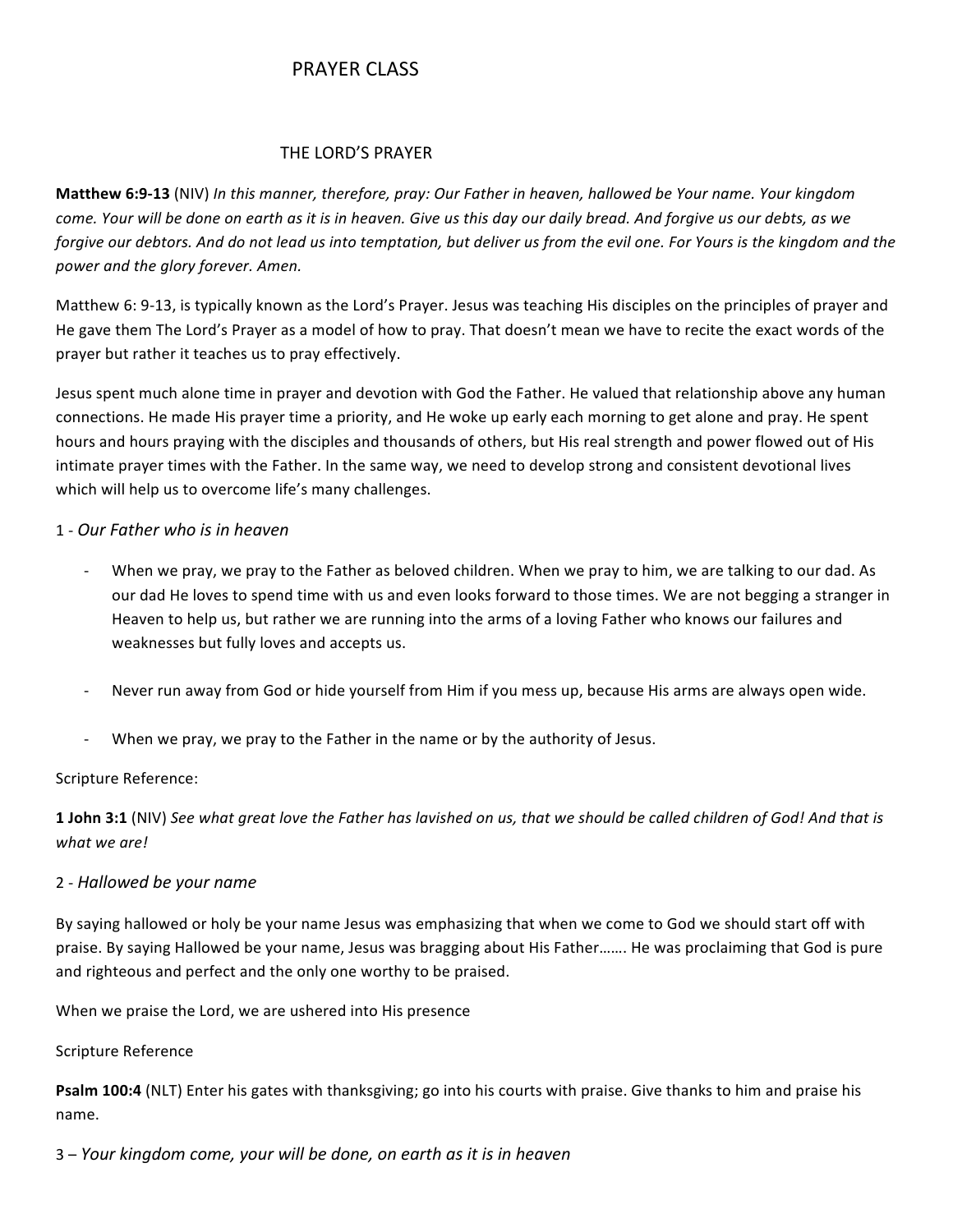# PRAYER CLASS

## THE LORD'S PRAYER

**Matthew 6:9-13** (NIV) *In this manner, therefore, pray: Our Father in heaven, hallowed be Your name. Your kingdom come. Your will be done on earth as it is in heaven. Give us this day our daily bread. And forgive us our debts, as we forgive our debtors. And do not lead us into temptation, but deliver us from the evil one. For Yours is the kingdom and the power and the glory forever. Amen.*

Matthew 6: 9-13, is typically known as the Lord's Prayer. Jesus was teaching His disciples on the principles of prayer and He gave them The Lord's Prayer as a model of how to pray. That doesn't mean we have to recite the exact words of the prayer but rather it teaches us to pray effectively.

Jesus spent much alone time in prayer and devotion with God the Father. He valued that relationship above any human connections. He made His prayer time a priority, and He woke up early each morning to get alone and pray. He spent hours and hours praying with the disciples and thousands of others, but His real strength and power flowed out of His intimate prayer times with the Father. In the same way, we need to develop strong and consistent devotional lives which will help us to overcome life's many challenges.

### 1 - *Our Father who is in heaven*

- When we pray, we pray to the Father as beloved children. When we pray to him, we are talking to our dad. As our dad He loves to spend time with us and even looks forward to those times. We are not begging a stranger in Heaven to help us, but rather we are running into the arms of a loving Father who knows our failures and weaknesses but fully loves and accepts us.

- Never run away from God or hide yourself from Him if you mess up, because His arms are always open wide.

- When we pray, we pray to the Father in the name or by the authority of Jesus.

Scripture Reference:

**1 John 3:1** (NIV) *See what great love the Father has lavished on us, that we should be called children of God! And that is what we are!*

### 2 - *Hallowed be your name*

By saying hallowed or holy be your name Jesus was emphasizing that when we come to God we should start off with praise. By saying Hallowed be your name, Jesus was bragging about His Father……. He was proclaiming that God is pure and righteous and perfect and the only one worthy to be praised.

When we praise the Lord, we are ushered into His presence

Scripture Reference

**Psalm 100:4** (NLT) Enter his gates with thanksgiving; go into his courts with praise. Give thanks to him and praise his name.

### 3 – *Your kingdom come, your will be done, on earth as it is in heaven*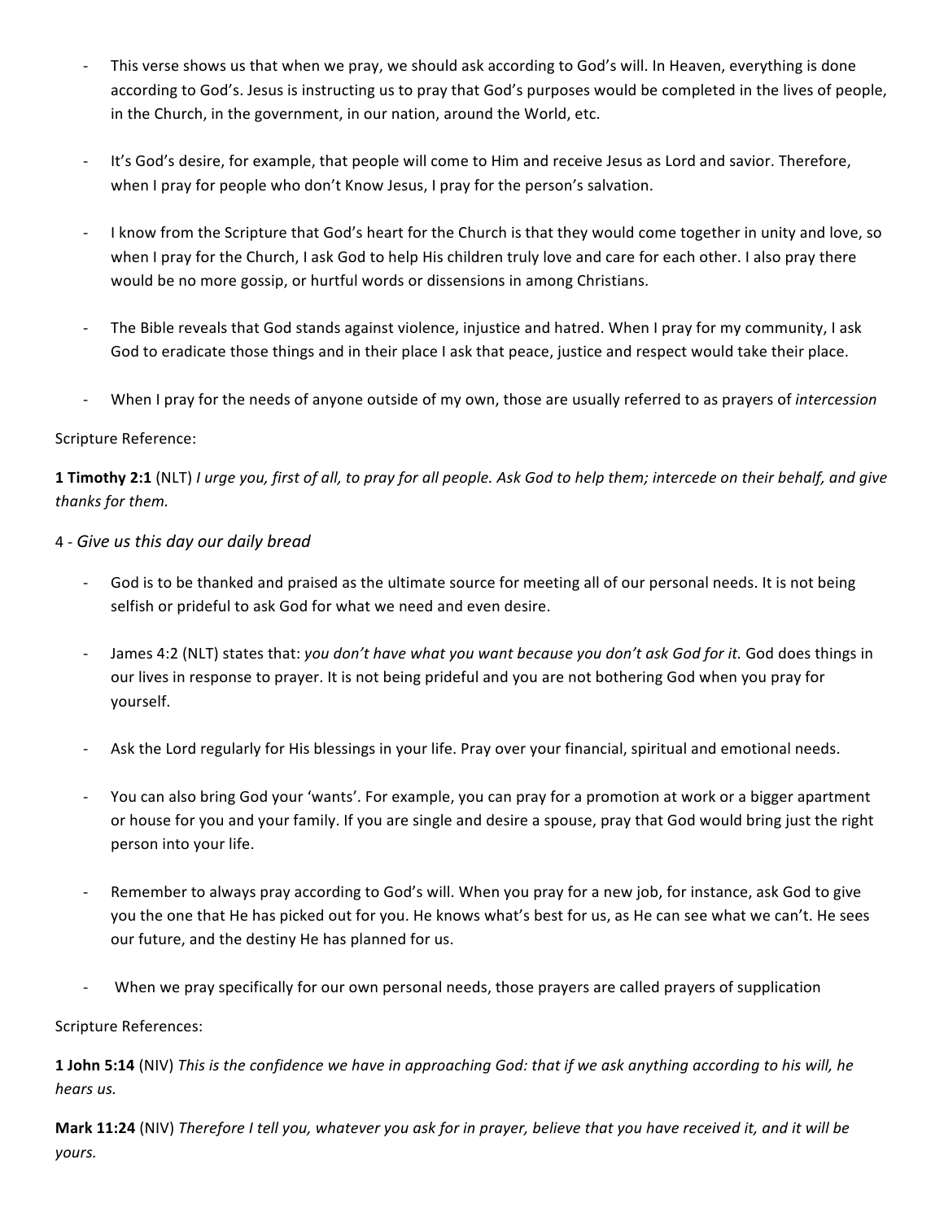- This verse shows us that when we pray, we should ask according to God's will. In Heaven, everything is done according to God's. Jesus is instructing us to pray that God's purposes would be completed in the lives of people, in the Church, in the government, in our nation, around the World, etc.

- It's God's desire, for example, that people will come to Him and receive Jesus as Lord and savior. Therefore, when I pray for people who don't Know Jesus, I pray for the person's salvation.

- I know from the Scripture that God's heart for the Church is that they would come together in unity and love, so when I pray for the Church, I ask God to help His children truly love and care for each other. I also pray there would be no more gossip, or hurtful words or dissensions in among Christians.

- The Bible reveals that God stands against violence, injustice and hatred. When I pray for my community, I ask God to eradicate those things and in their place I ask that peace, justice and respect would take their place.

- When I pray for the needs of anyone outside of my own, those are usually referred to as prayers of *intercession*

Scripture Reference:

**1 Timothy 2:1** (NLT) *I urge you, first of all, to pray for all people. Ask God to help them; intercede on their behalf, and give thanks for them.*

4 - *Give us this day our daily bread*

- God is to be thanked and praised as the ultimate source for meeting all of our personal needs. It is not being selfish or prideful to ask God for what we need and even desire.

- James 4:2 (NLT) states that: *you don't have what you want because you don't ask God for it.* God does things in our lives in response to prayer. It is not being prideful and you are not bothering God when you pray for yourself.

- Ask the Lord regularly for His blessings in your life. Pray over your financial, spiritual and emotional needs.

- You can also bring God your 'wants'. For example, you can pray for a promotion at work or a bigger apartment or house for you and your family. If you are single and desire a spouse, pray that God would bring just the right person into your life.

- Remember to always pray according to God's will. When you pray for a new job, for instance, ask God to give you the one that He has picked out for you. He knows what's best for us, as He can see what we can't. He sees our future, and the destiny He has planned for us.

- When we pray specifically for our own personal needs, those prayers are called prayers of supplication

Scripture References:

**1 John 5:14** (NIV) *This is the confidence we have in approaching God: that if we ask anything according to his will, he hears us.*

**Mark 11:24** (NIV) *Therefore I tell you, whatever you ask for in prayer, believe that you have received it, and it will be yours.*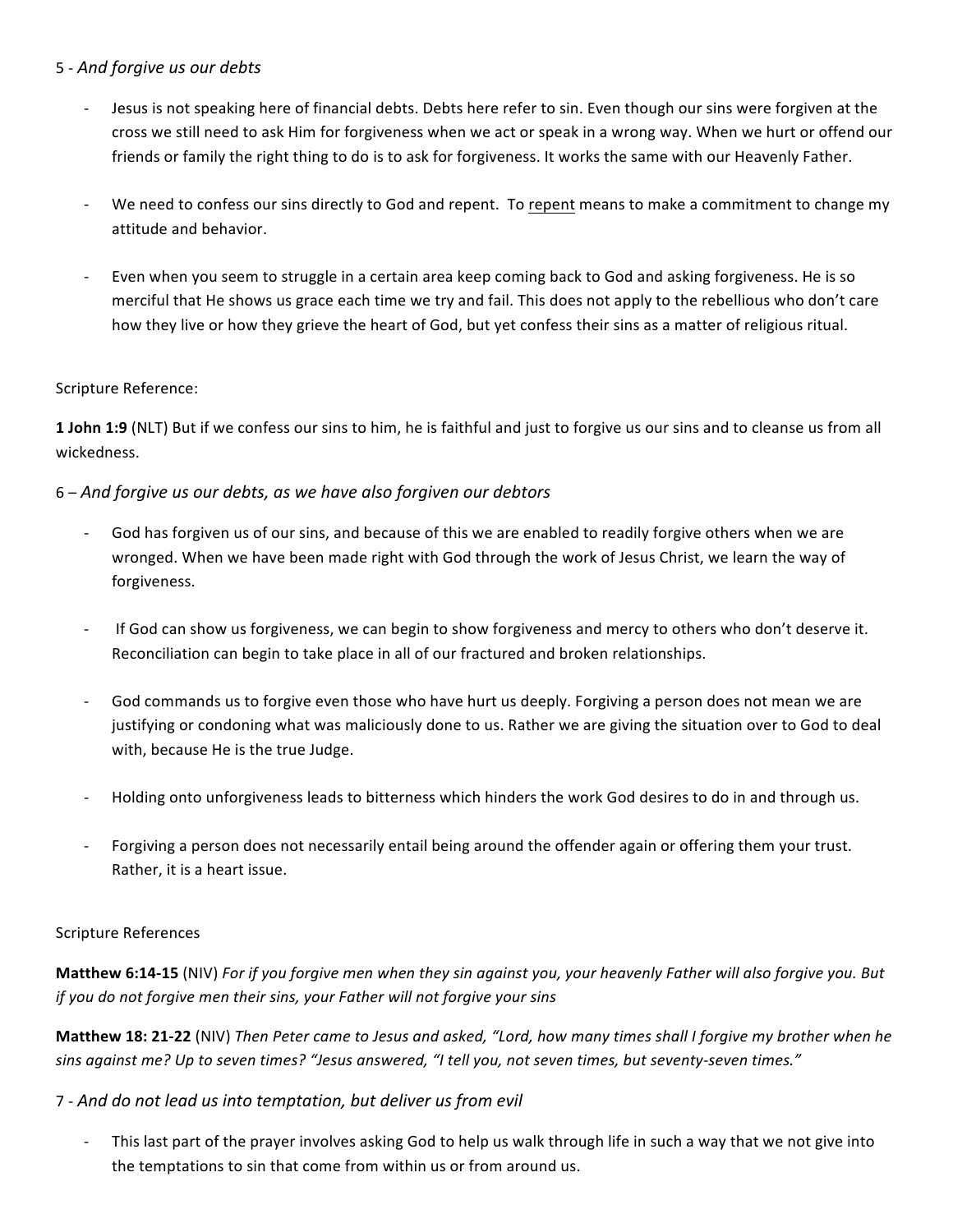## 5 - *And forgive us our debts*

- Jesus is not speaking here of financial debts. Debts here refer to sin. Even though our sins were forgiven at the cross we still need to ask Him for forgiveness when we act or speak in a wrong way. When we hurt or offend our friends or family the right thing to do is to ask for forgiveness. It works the same with our Heavenly Father.

- We need to confess our sins directly to God and repent. To <u>repent</u> means to make a commitment to change my attitude and behavior.

- Even when you seem to struggle in a certain area keep coming back to God and asking forgiveness. He is so merciful that He shows us grace each time we try and fail. This does not apply to the rebellious who don't care how they live or how they grieve the heart of God, but yet confess their sins as a matter of religious ritual.

Scripture Reference:

**1 John 1:9** (NLT) But if we confess our sins to him, he is faithful and just to forgive us our sins and to cleanse us from all wickedness.

## 6 – *And forgive us our debts, as we have also forgiven our debtors*

- God has forgiven us of our sins, and because of this we are enabled to readily forgive others when we are wronged. When we have been made right with God through the work of Jesus Christ, we learn the way of forgiveness.

- If God can show us forgiveness, we can begin to show forgiveness and mercy to others who don't deserve it. Reconciliation can begin to take place in all of our fractured and broken relationships.

- God commands us to forgive even those who have hurt us deeply. Forgiving a person does not mean we are justifying or condoning what was maliciously done to us. Rather we are giving the situation over to God to deal with, because He is the true Judge.

- Holding onto unforgiveness leads to bitterness which hinders the work God desires to do in and through us.

- Forgiving a person does not necessarily entail being around the offender again or offering them your trust. Rather, it is a heart issue.

Scripture References

**Matthew 6:14-15** (NIV) *For if you forgive men when they sin against you, your heavenly Father will also forgive you. But if you do not forgive men their sins, your Father will not forgive your sins*

**Matthew 18: 21-22** (NIV) *Then Peter came to Jesus and asked, "Lord, how many times shall I forgive my brother when he sins against me? Up to seven times? "Jesus answered, "I tell you, not seven times, but seventy-seven times."*

## 7 - *And do not lead us into temptation, but deliver us from evil*

- This last part of the prayer involves asking God to help us walk through life in such a way that we not give into the temptations to sin that come from within us or from around us.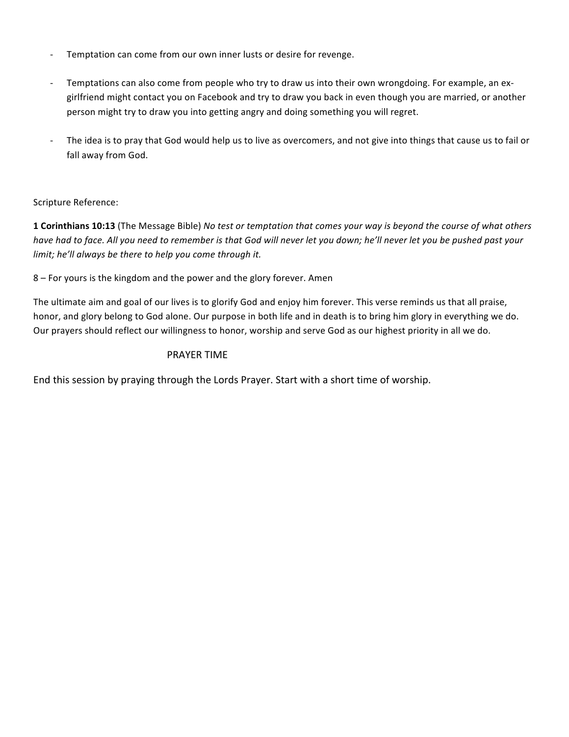- Temptation can come from our own inner lusts or desire for revenge.

- Temptations can also come from people who try to draw us into their own wrongdoing. For example, an ex-girlfriend might contact you on Facebook and try to draw you back in even though you are married, or another person might try to draw you into getting angry and doing something you will regret.

- The idea is to pray that God would help us to live as overcomers, and not give into things that cause us to fail or fall away from God.

Scripture Reference:

**1 Corinthians 10:13** (The Message Bible) *No test or temptation that comes your way is beyond the course of what others have had to face. All you need to remember is that God will never let you down; he'll never let you be pushed past your limit; he'll always be there to help you come through it.*

8 – For yours is the kingdom and the power and the glory forever. Amen

The ultimate aim and goal of our lives is to glorify God and enjoy him forever. This verse reminds us that all praise, honor, and glory belong to God alone. Our purpose in both life and in death is to bring him glory in everything we do. Our prayers should reflect our willingness to honor, worship and serve God as our highest priority in all we do.

PRAYER TIME

End this session by praying through the Lords Prayer. Start with a short time of worship.